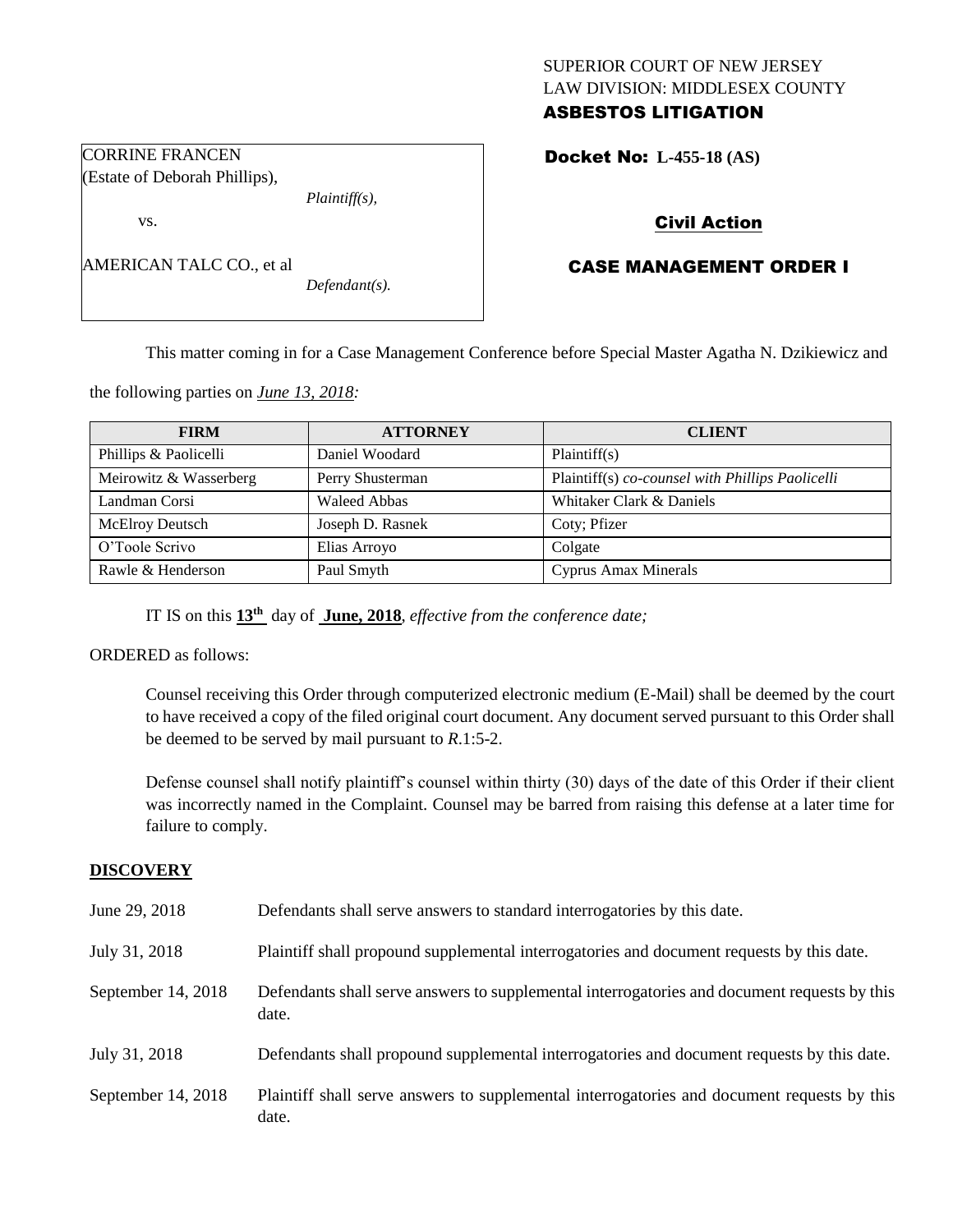SUPERIOR COURT OF NEW JERSEY
LAW DIVISION: MIDDLESEX COUNTY
**ASBESTOS LITIGATION**

CORRINE FRANCEN
(Estate of Deborah Phillips),
*Plaintiff(s),*

vs.

AMERICAN TALC CO., et al
*Defendant(s).*

**Docket No: L-455-18 (AS)**

**Civil Action**

**CASE MANAGEMENT ORDER I**

This matter coming in for a Case Management Conference before Special Master Agatha N. Dzikiewicz and the following parties on *June 13, 2018:*

| FIRM | ATTORNEY | CLIENT |
|---|---|---|
| Phillips & Paolicelli | Daniel Woodard | Plaintiff(s) |
| Meirowitz & Wasserberg | Perry Shusterman | Plaintiff(s) *co-counsel with Phillips Paolicelli* |
| Landman Corsi | Waleed Abbas | Whitaker Clark & Daniels |
| McElroy Deutsch | Joseph D. Rasnek | Coty; Pfizer |
| O'Toole Scrivo | Elias Arroyo | Colgate |
| Rawle & Henderson | Paul Smyth | Cyprus Amax Minerals |

IT IS on this **13th** day of **June, 2018**, *effective from the conference date;*

ORDERED as follows:

Counsel receiving this Order through computerized electronic medium (E-Mail) shall be deemed by the court to have received a copy of the filed original court document. Any document served pursuant to this Order shall be deemed to be served by mail pursuant to *R*.1:5-2.

Defense counsel shall notify plaintiff's counsel within thirty (30) days of the date of this Order if their client was incorrectly named in the Complaint. Counsel may be barred from raising this defense at a later time for failure to comply.

## DISCOVERY

| | |
|---|---|
| June 29, 2018 | Defendants shall serve answers to standard interrogatories by this date. |
| July 31, 2018 | Plaintiff shall propound supplemental interrogatories and document requests by this date. |
| September 14, 2018 | Defendants shall serve answers to supplemental interrogatories and document requests by this date. |
| July 31, 2018 | Defendants shall propound supplemental interrogatories and document requests by this date. |
| September 14, 2018 | Plaintiff shall serve answers to supplemental interrogatories and document requests by this date. |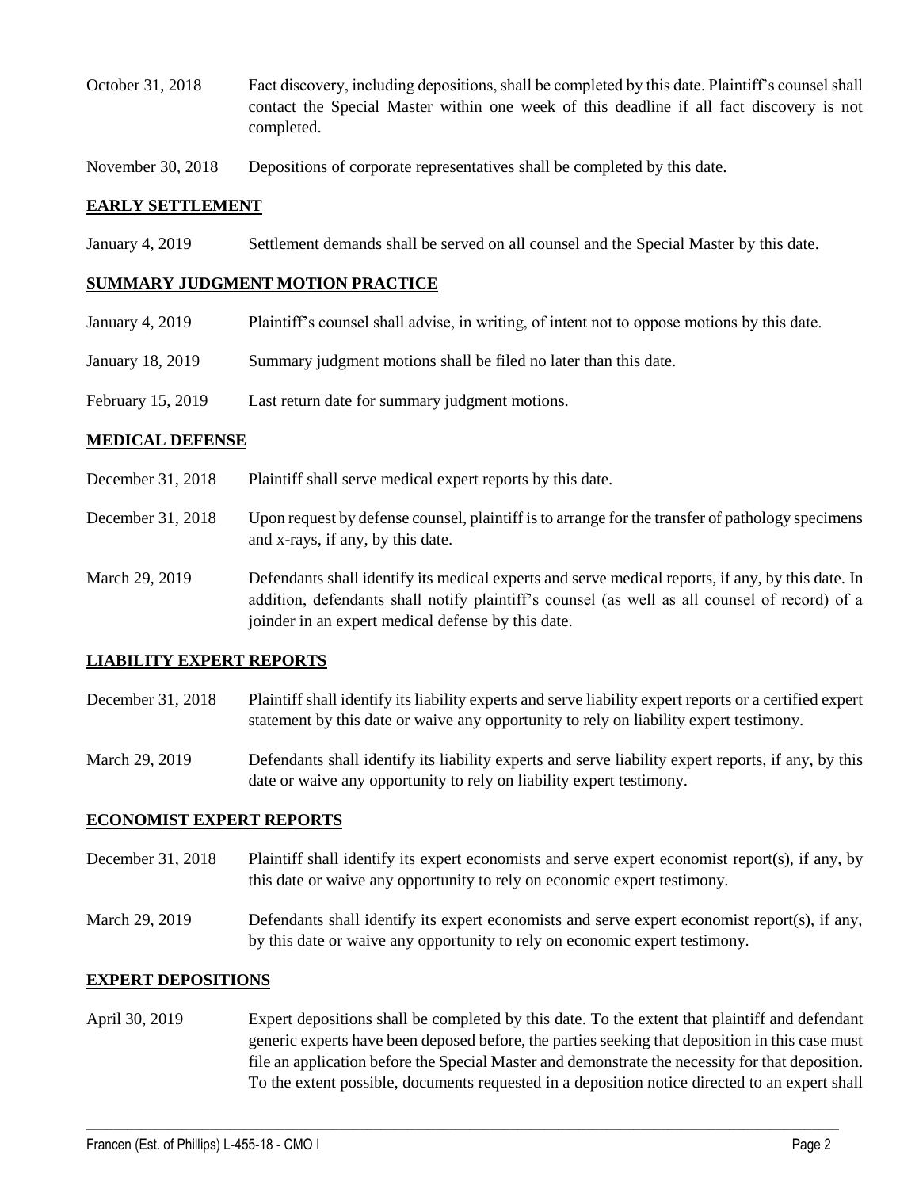October 31, 2018 Fact discovery, including depositions, shall be completed by this date. Plaintiff's counsel shall contact the Special Master within one week of this deadline if all fact discovery is not completed.

November 30, 2018 Depositions of corporate representatives shall be completed by this date.

## EARLY SETTLEMENT

January 4, 2019 Settlement demands shall be served on all counsel and the Special Master by this date.

## SUMMARY JUDGMENT MOTION PRACTICE

January 4, 2019 Plaintiff's counsel shall advise, in writing, of intent not to oppose motions by this date.

January 18, 2019 Summary judgment motions shall be filed no later than this date.

February 15, 2019 Last return date for summary judgment motions.

## MEDICAL DEFENSE

December 31, 2018 Plaintiff shall serve medical expert reports by this date.

December 31, 2018 Upon request by defense counsel, plaintiff is to arrange for the transfer of pathology specimens and x-rays, if any, by this date.

March 29, 2019 Defendants shall identify its medical experts and serve medical reports, if any, by this date. In addition, defendants shall notify plaintiff's counsel (as well as all counsel of record) of a joinder in an expert medical defense by this date.

## LIABILITY EXPERT REPORTS

December 31, 2018 Plaintiff shall identify its liability experts and serve liability expert reports or a certified expert statement by this date or waive any opportunity to rely on liability expert testimony.

March 29, 2019 Defendants shall identify its liability experts and serve liability expert reports, if any, by this date or waive any opportunity to rely on liability expert testimony.

## ECONOMIST EXPERT REPORTS

December 31, 2018 Plaintiff shall identify its expert economists and serve expert economist report(s), if any, by this date or waive any opportunity to rely on economic expert testimony.

March 29, 2019 Defendants shall identify its expert economists and serve expert economist report(s), if any, by this date or waive any opportunity to rely on economic expert testimony.

## EXPERT DEPOSITIONS

April 30, 2019 Expert depositions shall be completed by this date. To the extent that plaintiff and defendant generic experts have been deposed before, the parties seeking that deposition in this case must file an application before the Special Master and demonstrate the necessity for that deposition. To the extent possible, documents requested in a deposition notice directed to an expert shall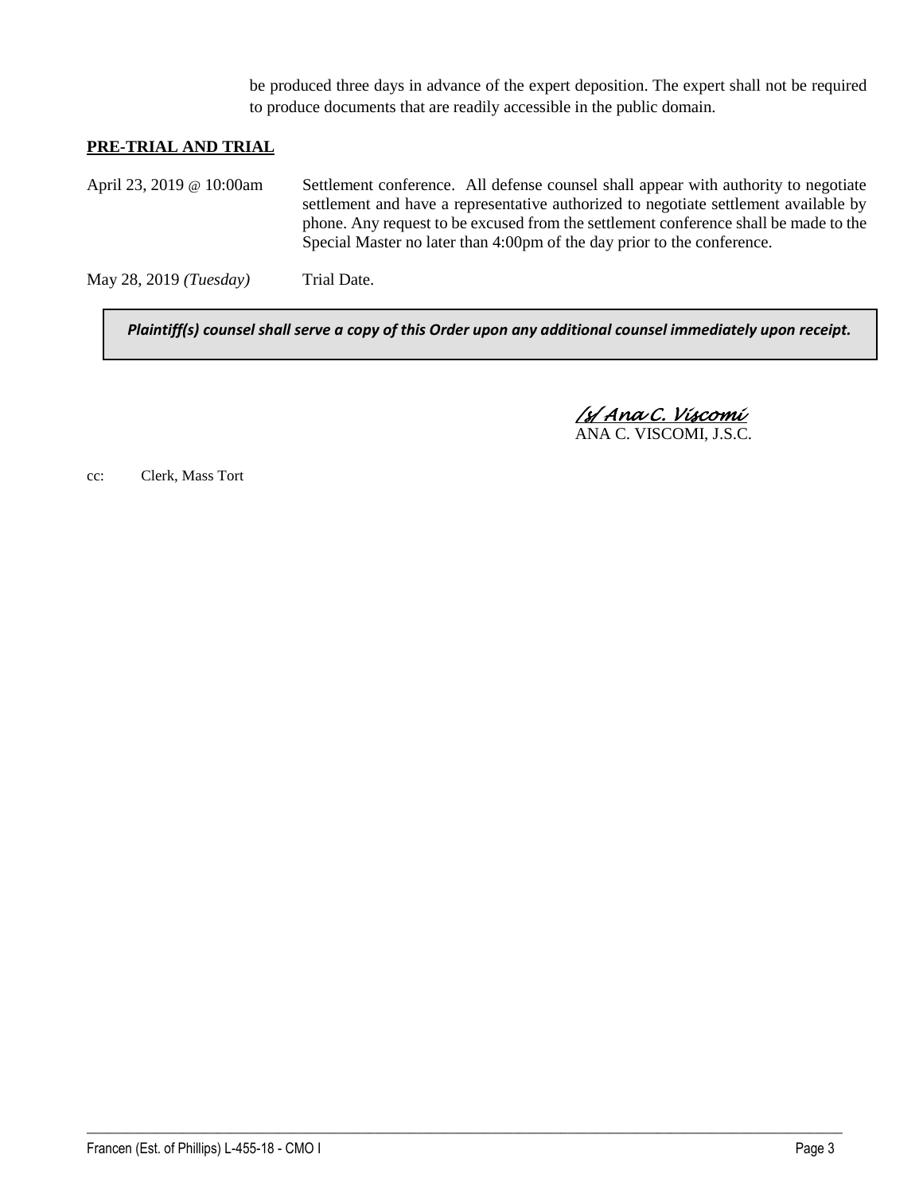be produced three days in advance of the expert deposition. The expert shall not be required to produce documents that are readily accessible in the public domain.

**PRE-TRIAL AND TRIAL**

| | |
|---|---|
| April 23, 2019 @ 10:00am | Settlement conference. All defense counsel shall appear with authority to negotiate settlement and have a representative authorized to negotiate settlement available by phone. Any request to be excused from the settlement conference shall be made to the Special Master no later than 4:00pm of the day prior to the conference. |
| May 28, 2019 *(Tuesday)* | Trial Date. |

***Plaintiff(s) counsel shall serve a copy of this Order upon any additional counsel immediately upon receipt.***

/s/ Ana C. Viscomi
ANA C. VISCOMI, J.S.C.

cc: Clerk, Mass Tort

Francen (Est. of Phillips) L-455-18 - CMO I